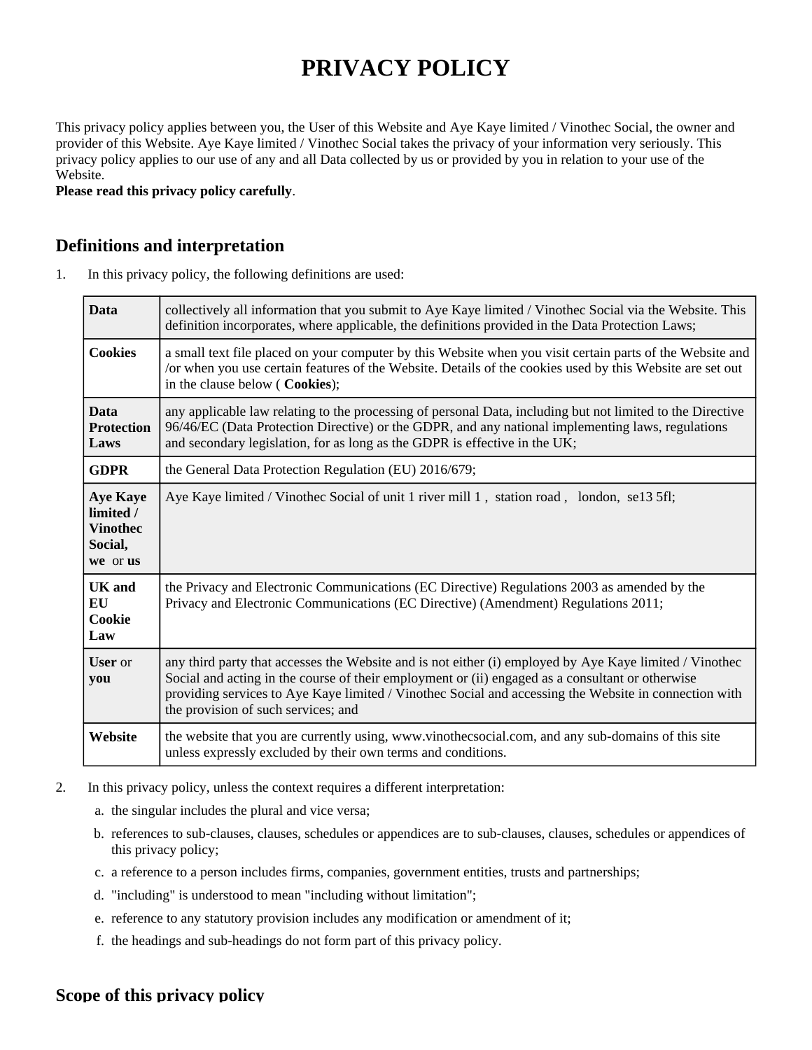# PRIVACY POLICY

This privacy policy applies between you, the User of this Website and Aye Kaye limited / Vinothec Social, the owner and provider of this Website. Aye Kaye limited / Vinothec Social takes the privacy of your information very seriously. This privacy policy applies to our use of any and all Data collected by us or provided by you in relation to your use of the Website.

**Please read this privacy policy carefully**.

## Definitions and interpretation

1. In this privacy policy, the following definitions are used:

| | |
|---|---|
| **Data** | collectively all information that you submit to Aye Kaye limited / Vinothec Social via the Website. This definition incorporates, where applicable, the definitions provided in the Data Protection Laws; |
| **Cookies** | a small text file placed on your computer by this Website when you visit certain parts of the Website and /or when you use certain features of the Website. Details of the cookies used by this Website are set out in the clause below ( **Cookies**); |
| **Data Protection Laws** | any applicable law relating to the processing of personal Data, including but not limited to the Directive 96/46/EC (Data Protection Directive) or the GDPR, and any national implementing laws, regulations and secondary legislation, for as long as the GDPR is effective in the UK; |
| **GDPR** | the General Data Protection Regulation (EU) 2016/679; |
| **Aye Kaye limited / Vinothec Social, we** or **us** | Aye Kaye limited / Vinothec Social of unit 1 river mill 1 , station road , london, se13 5fl; |
| **UK and EU Cookie Law** | the Privacy and Electronic Communications (EC Directive) Regulations 2003 as amended by the Privacy and Electronic Communications (EC Directive) (Amendment) Regulations 2011; |
| **User** or **you** | any third party that accesses the Website and is not either (i) employed by Aye Kaye limited / Vinothec Social and acting in the course of their employment or (ii) engaged as a consultant or otherwise providing services to Aye Kaye limited / Vinothec Social and accessing the Website in connection with the provision of such services; and |
| **Website** | the website that you are currently using, www.vinothecsocial.com, and any sub-domains of this site unless expressly excluded by their own terms and conditions. |

2. In this privacy policy, unless the context requires a different interpretation:
   a. the singular includes the plural and vice versa;
   b. references to sub-clauses, clauses, schedules or appendices are to sub-clauses, clauses, schedules or appendices of this privacy policy;
   c. a reference to a person includes firms, companies, government entities, trusts and partnerships;
   d. "including" is understood to mean "including without limitation";
   e. reference to any statutory provision includes any modification or amendment of it;
   f. the headings and sub-headings do not form part of this privacy policy.

## Scope of this privacy policy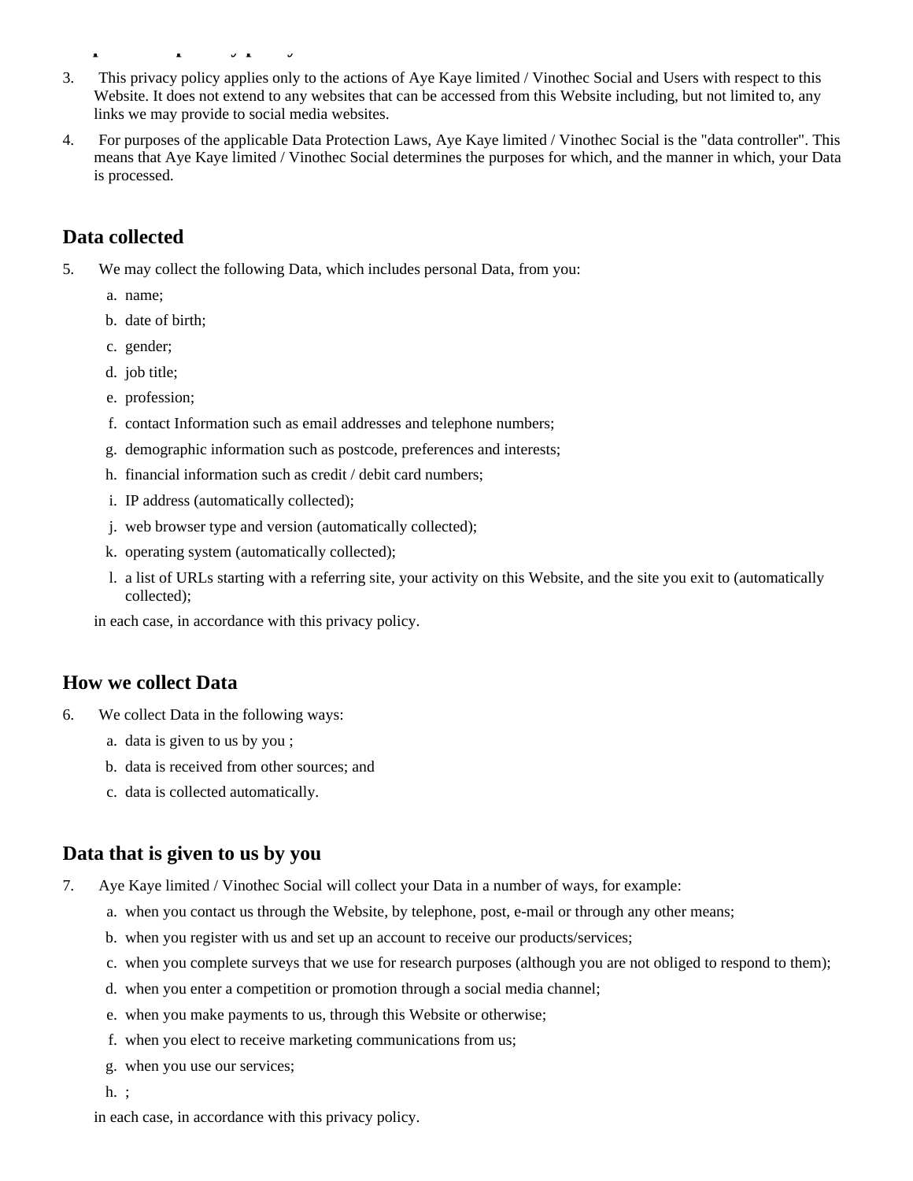3. This privacy policy applies only to the actions of Aye Kaye limited / Vinothec Social and Users with respect to this Website. It does not extend to any websites that can be accessed from this Website including, but not limited to, any links we may provide to social media websites.

4. For purposes of the applicable Data Protection Laws, Aye Kaye limited / Vinothec Social is the "data controller". This means that Aye Kaye limited / Vinothec Social determines the purposes for which, and the manner in which, your Data is processed.

## Data collected

5. We may collect the following Data, which includes personal Data, from you:
   a. name;
   b. date of birth;
   c. gender;
   d. job title;
   e. profession;
   f. contact Information such as email addresses and telephone numbers;
   g. demographic information such as postcode, preferences and interests;
   h. financial information such as credit / debit card numbers;
   i. IP address (automatically collected);
   j. web browser type and version (automatically collected);
   k. operating system (automatically collected);
   l. a list of URLs starting with a referring site, your activity on this Website, and the site you exit to (automatically collected);

   in each case, in accordance with this privacy policy.

## How we collect Data

6. We collect Data in the following ways:
   a. data is given to us by you ;
   b. data is received from other sources; and
   c. data is collected automatically.

## Data that is given to us by you

7. Aye Kaye limited / Vinothec Social will collect your Data in a number of ways, for example:
   a. when you contact us through the Website, by telephone, post, e-mail or through any other means;
   b. when you register with us and set up an account to receive our products/services;
   c. when you complete surveys that we use for research purposes (although you are not obliged to respond to them);
   d. when you enter a competition or promotion through a social media channel;
   e. when you make payments to us, through this Website or otherwise;
   f. when you elect to receive marketing communications from us;
   g. when you use our services;
   h. ;

   in each case, in accordance with this privacy policy.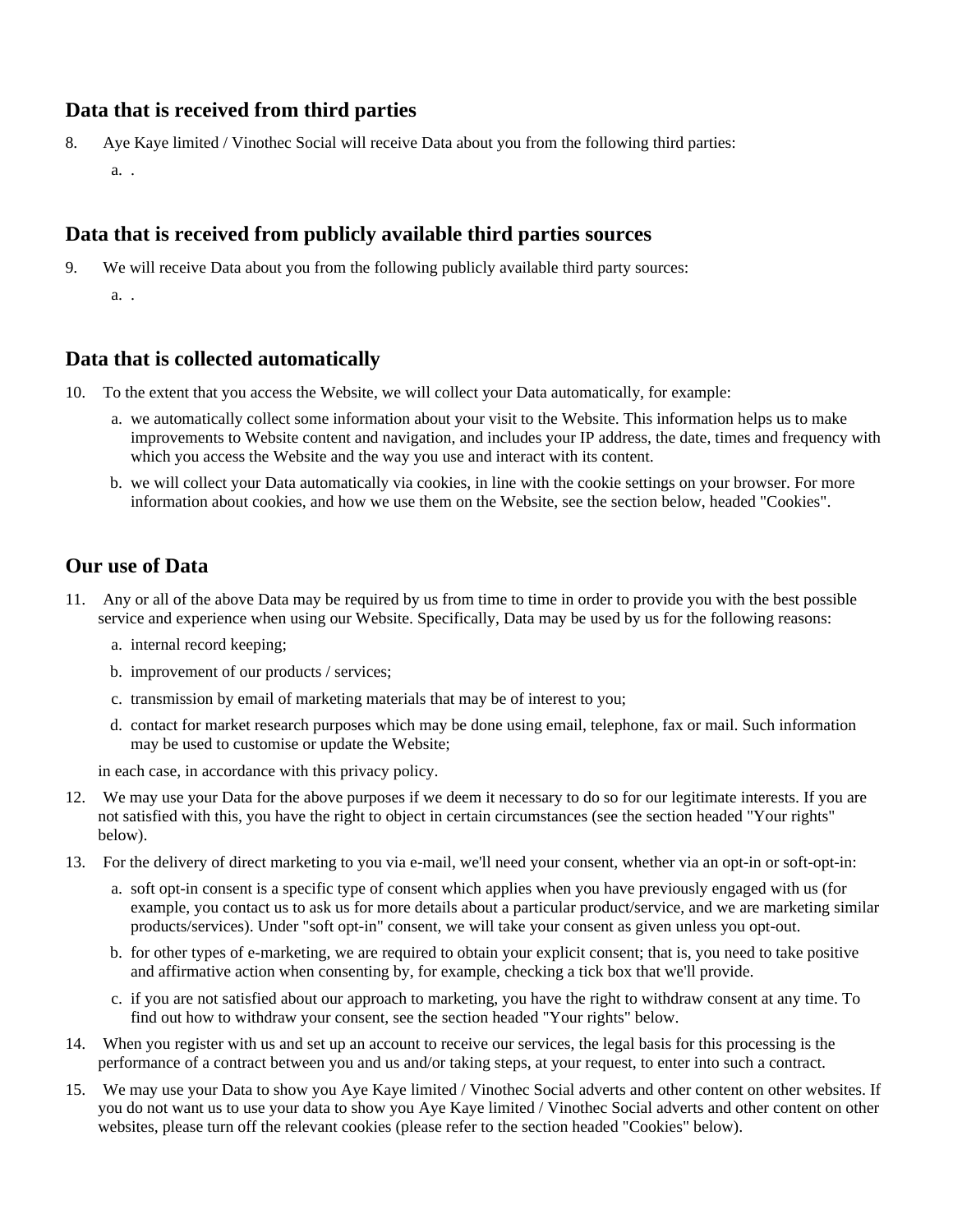## Data that is received from third parties

8. Aye Kaye limited / Vinothec Social will receive Data about you from the following third parties:

   a. .

## Data that is received from publicly available third parties sources

9. We will receive Data about you from the following publicly available third party sources:

   a. .

## Data that is collected automatically

10. To the extent that you access the Website, we will collect your Data automatically, for example:

    a. we automatically collect some information about your visit to the Website. This information helps us to make improvements to Website content and navigation, and includes your IP address, the date, times and frequency with which you access the Website and the way you use and interact with its content.

    b. we will collect your Data automatically via cookies, in line with the cookie settings on your browser. For more information about cookies, and how we use them on the Website, see the section below, headed "Cookies".

## Our use of Data

11. Any or all of the above Data may be required by us from time to time in order to provide you with the best possible service and experience when using our Website. Specifically, Data may be used by us for the following reasons:

    a. internal record keeping;

    b. improvement of our products / services;

    c. transmission by email of marketing materials that may be of interest to you;

    d. contact for market research purposes which may be done using email, telephone, fax or mail. Such information may be used to customise or update the Website;

    in each case, in accordance with this privacy policy.

12. We may use your Data for the above purposes if we deem it necessary to do so for our legitimate interests. If you are not satisfied with this, you have the right to object in certain circumstances (see the section headed "Your rights" below).

13. For the delivery of direct marketing to you via e-mail, we'll need your consent, whether via an opt-in or soft-opt-in:

    a. soft opt-in consent is a specific type of consent which applies when you have previously engaged with us (for example, you contact us to ask us for more details about a particular product/service, and we are marketing similar products/services). Under "soft opt-in" consent, we will take your consent as given unless you opt-out.

    b. for other types of e-marketing, we are required to obtain your explicit consent; that is, you need to take positive and affirmative action when consenting by, for example, checking a tick box that we'll provide.

    c. if you are not satisfied about our approach to marketing, you have the right to withdraw consent at any time. To find out how to withdraw your consent, see the section headed "Your rights" below.

14. When you register with us and set up an account to receive our services, the legal basis for this processing is the performance of a contract between you and us and/or taking steps, at your request, to enter into such a contract.

15. We may use your Data to show you Aye Kaye limited / Vinothec Social adverts and other content on other websites. If you do not want us to use your data to show you Aye Kaye limited / Vinothec Social adverts and other content on other websites, please turn off the relevant cookies (please refer to the section headed "Cookies" below).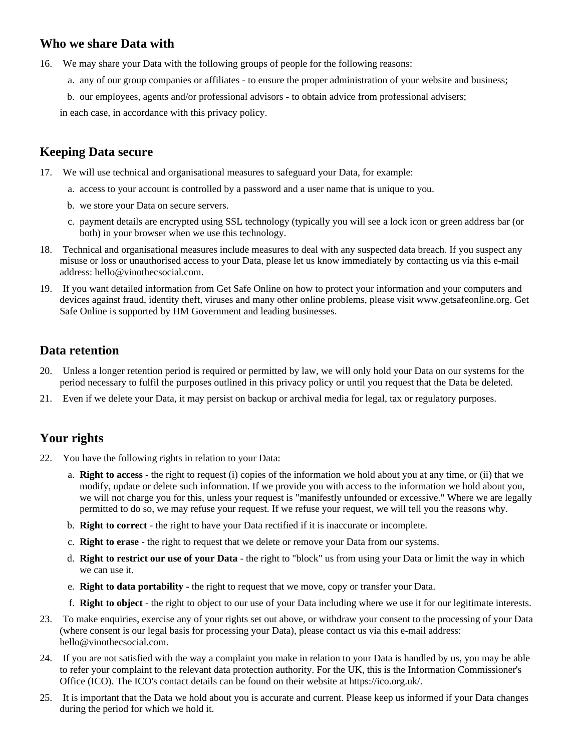## Who we share Data with

16. We may share your Data with the following groups of people for the following reasons:

    a. any of our group companies or affiliates - to ensure the proper administration of your website and business;

    b. our employees, agents and/or professional advisors - to obtain advice from professional advisers;

    in each case, in accordance with this privacy policy.

## Keeping Data secure

17. We will use technical and organisational measures to safeguard your Data, for example:

    a. access to your account is controlled by a password and a user name that is unique to you.

    b. we store your Data on secure servers.

    c. payment details are encrypted using SSL technology (typically you will see a lock icon or green address bar (or both) in your browser when we use this technology.

18. Technical and organisational measures include measures to deal with any suspected data breach. If you suspect any misuse or loss or unauthorised access to your Data, please let us know immediately by contacting us via this e-mail address: hello@vinothecsocial.com.

19. If you want detailed information from Get Safe Online on how to protect your information and your computers and devices against fraud, identity theft, viruses and many other online problems, please visit www.getsafeonline.org. Get Safe Online is supported by HM Government and leading businesses.

## Data retention

20. Unless a longer retention period is required or permitted by law, we will only hold your Data on our systems for the period necessary to fulfil the purposes outlined in this privacy policy or until you request that the Data be deleted.

21. Even if we delete your Data, it may persist on backup or archival media for legal, tax or regulatory purposes.

## Your rights

22. You have the following rights in relation to your Data:

    a. **Right to access** - the right to request (i) copies of the information we hold about you at any time, or (ii) that we modify, update or delete such information. If we provide you with access to the information we hold about you, we will not charge you for this, unless your request is "manifestly unfounded or excessive." Where we are legally permitted to do so, we may refuse your request. If we refuse your request, we will tell you the reasons why.

    b. **Right to correct** - the right to have your Data rectified if it is inaccurate or incomplete.

    c. **Right to erase** - the right to request that we delete or remove your Data from our systems.

    d. **Right to restrict our use of your Data** - the right to "block" us from using your Data or limit the way in which we can use it.

    e. **Right to data portability** - the right to request that we move, copy or transfer your Data.

    f. **Right to object** - the right to object to our use of your Data including where we use it for our legitimate interests.

23. To make enquiries, exercise any of your rights set out above, or withdraw your consent to the processing of your Data (where consent is our legal basis for processing your Data), please contact us via this e-mail address: hello@vinothecsocial.com.

24. If you are not satisfied with the way a complaint you make in relation to your Data is handled by us, you may be able to refer your complaint to the relevant data protection authority. For the UK, this is the Information Commissioner's Office (ICO). The ICO's contact details can be found on their website at https://ico.org.uk/.

25. It is important that the Data we hold about you is accurate and current. Please keep us informed if your Data changes during the period for which we hold it.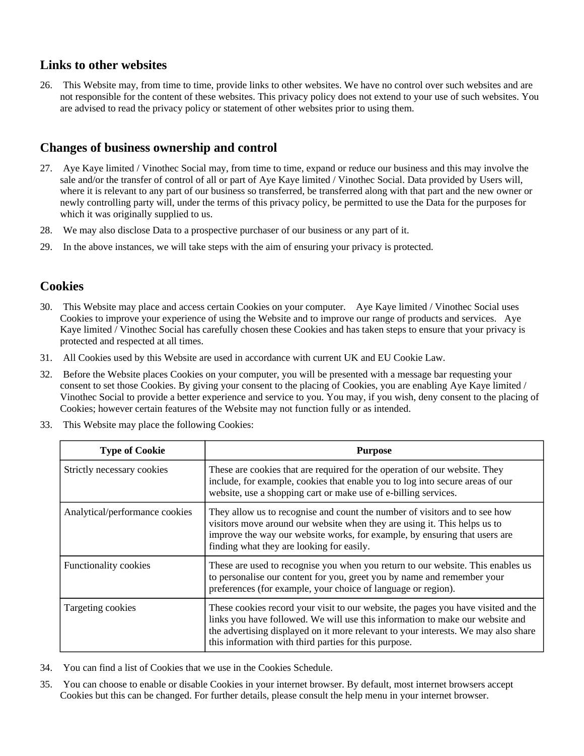## Links to other websites

26. This Website may, from time to time, provide links to other websites. We have no control over such websites and are not responsible for the content of these websites. This privacy policy does not extend to your use of such websites. You are advised to read the privacy policy or statement of other websites prior to using them.

## Changes of business ownership and control

27. Aye Kaye limited / Vinothec Social may, from time to time, expand or reduce our business and this may involve the sale and/or the transfer of control of all or part of Aye Kaye limited / Vinothec Social. Data provided by Users will, where it is relevant to any part of our business so transferred, be transferred along with that part and the new owner or newly controlling party will, under the terms of this privacy policy, be permitted to use the Data for the purposes for which it was originally supplied to us.
28. We may also disclose Data to a prospective purchaser of our business or any part of it.
29. In the above instances, we will take steps with the aim of ensuring your privacy is protected.

## Cookies

30. This Website may place and access certain Cookies on your computer. Aye Kaye limited / Vinothec Social uses Cookies to improve your experience of using the Website and to improve our range of products and services. Aye Kaye limited / Vinothec Social has carefully chosen these Cookies and has taken steps to ensure that your privacy is protected and respected at all times.
31. All Cookies used by this Website are used in accordance with current UK and EU Cookie Law.
32. Before the Website places Cookies on your computer, you will be presented with a message bar requesting your consent to set those Cookies. By giving your consent to the placing of Cookies, you are enabling Aye Kaye limited / Vinothec Social to provide a better experience and service to you. You may, if you wish, deny consent to the placing of Cookies; however certain features of the Website may not function fully or as intended.
33. This Website may place the following Cookies:

| Type of Cookie | Purpose |
|---|---|
| Strictly necessary cookies | These are cookies that are required for the operation of our website. They include, for example, cookies that enable you to log into secure areas of our website, use a shopping cart or make use of e-billing services. |
| Analytical/performance cookies | They allow us to recognise and count the number of visitors and to see how visitors move around our website when they are using it. This helps us to improve the way our website works, for example, by ensuring that users are finding what they are looking for easily. |
| Functionality cookies | These are used to recognise you when you return to our website. This enables us to personalise our content for you, greet you by name and remember your preferences (for example, your choice of language or region). |
| Targeting cookies | These cookies record your visit to our website, the pages you have visited and the links you have followed. We will use this information to make our website and the advertising displayed on it more relevant to your interests. We may also share this information with third parties for this purpose. |

34. You can find a list of Cookies that we use in the Cookies Schedule.
35. You can choose to enable or disable Cookies in your internet browser. By default, most internet browsers accept Cookies but this can be changed. For further details, please consult the help menu in your internet browser.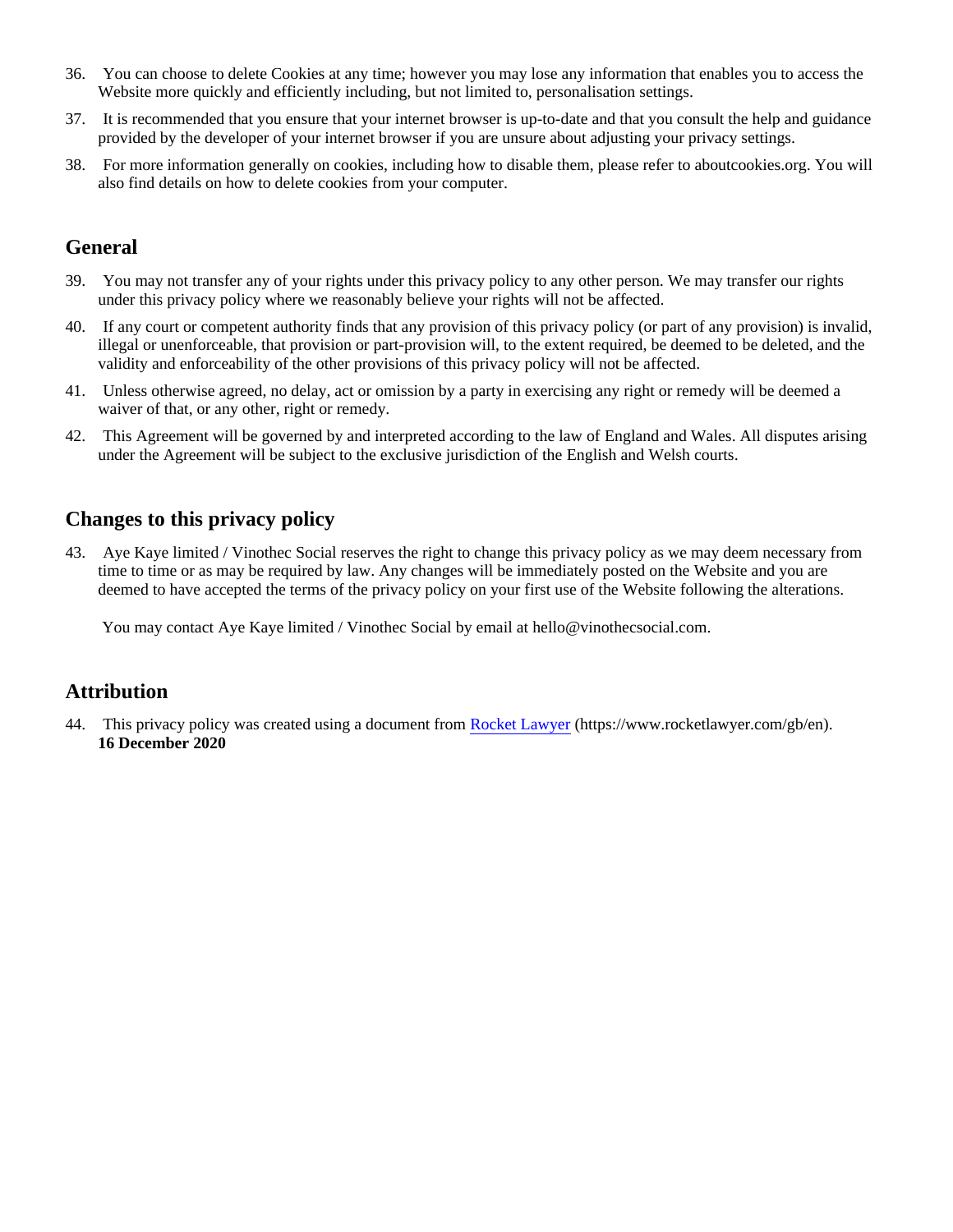36. You can choose to delete Cookies at any time; however you may lose any information that enables you to access the Website more quickly and efficiently including, but not limited to, personalisation settings.
37. It is recommended that you ensure that your internet browser is up-to-date and that you consult the help and guidance provided by the developer of your internet browser if you are unsure about adjusting your privacy settings.
38. For more information generally on cookies, including how to disable them, please refer to aboutcookies.org. You will also find details on how to delete cookies from your computer.

## General

39. You may not transfer any of your rights under this privacy policy to any other person. We may transfer our rights under this privacy policy where we reasonably believe your rights will not be affected.
40. If any court or competent authority finds that any provision of this privacy policy (or part of any provision) is invalid, illegal or unenforceable, that provision or part-provision will, to the extent required, be deemed to be deleted, and the validity and enforceability of the other provisions of this privacy policy will not be affected.
41. Unless otherwise agreed, no delay, act or omission by a party in exercising any right or remedy will be deemed a waiver of that, or any other, right or remedy.
42. This Agreement will be governed by and interpreted according to the law of England and Wales. All disputes arising under the Agreement will be subject to the exclusive jurisdiction of the English and Welsh courts.

## Changes to this privacy policy

43. Aye Kaye limited / Vinothec Social reserves the right to change this privacy policy as we may deem necessary from time to time or as may be required by law. Any changes will be immediately posted on the Website and you are deemed to have accepted the terms of the privacy policy on your first use of the Website following the alterations.

    You may contact Aye Kaye limited / Vinothec Social by email at hello@vinothecsocial.com.

## Attribution

44. This privacy policy was created using a document from [Rocket Lawyer](https://www.rocketlawyer.com/gb/en) (https://www.rocketlawyer.com/gb/en).
    **16 December 2020**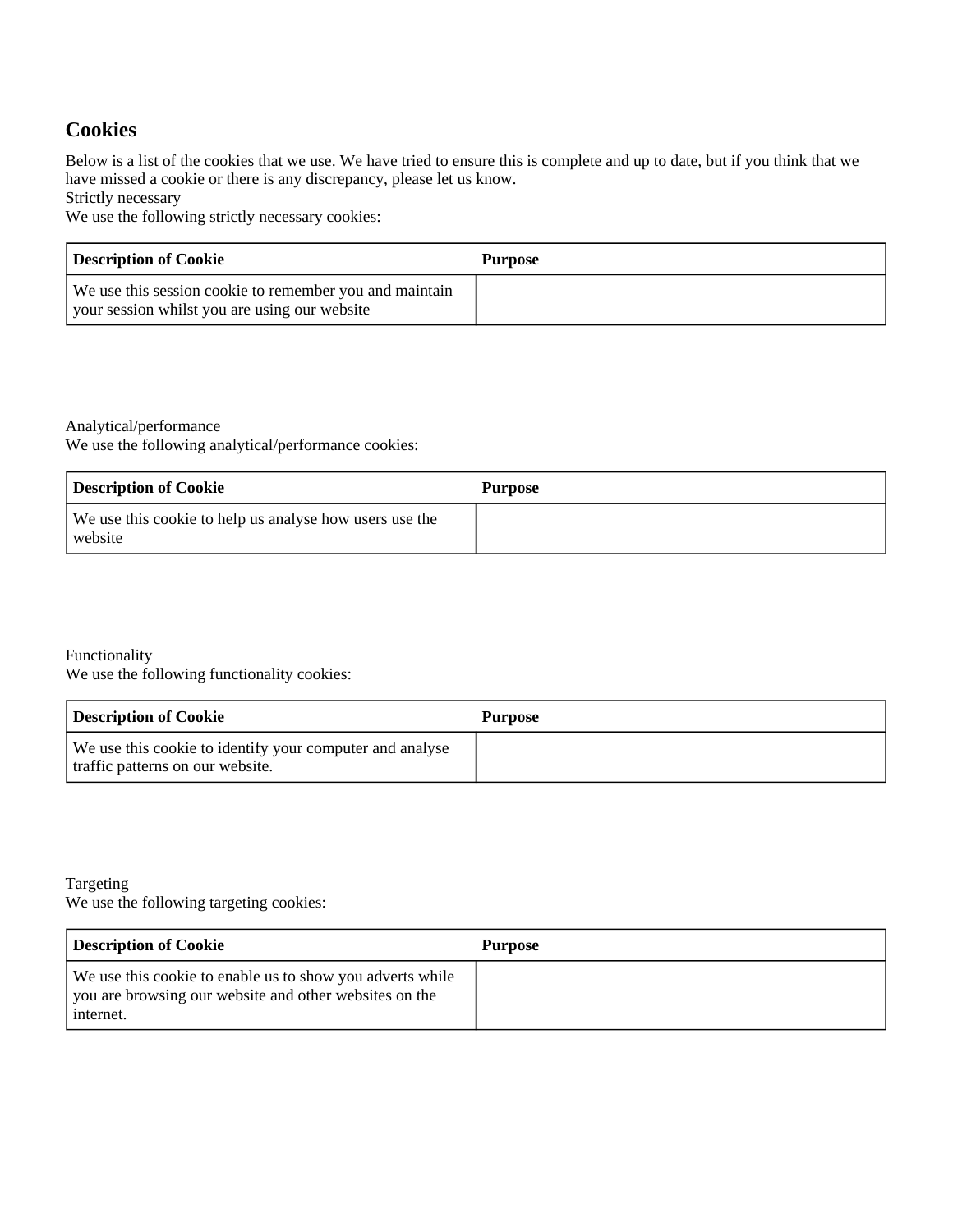## Cookies

Below is a list of the cookies that we use. We have tried to ensure this is complete and up to date, but if you think that we have missed a cookie or there is any discrepancy, please let us know.

Strictly necessary

We use the following strictly necessary cookies:

| Description of Cookie | Purpose |
| --- | --- |
| We use this session cookie to remember you and maintain your session whilst you are using our website | |

Analytical/performance

We use the following analytical/performance cookies:

| Description of Cookie | Purpose |
| --- | --- |
| We use this cookie to help us analyse how users use the website | |

Functionality

We use the following functionality cookies:

| Description of Cookie | Purpose |
| --- | --- |
| We use this cookie to identify your computer and analyse traffic patterns on our website. | |

Targeting

We use the following targeting cookies:

| Description of Cookie | Purpose |
| --- | --- |
| We use this cookie to enable us to show you adverts while you are browsing our website and other websites on the internet. | |